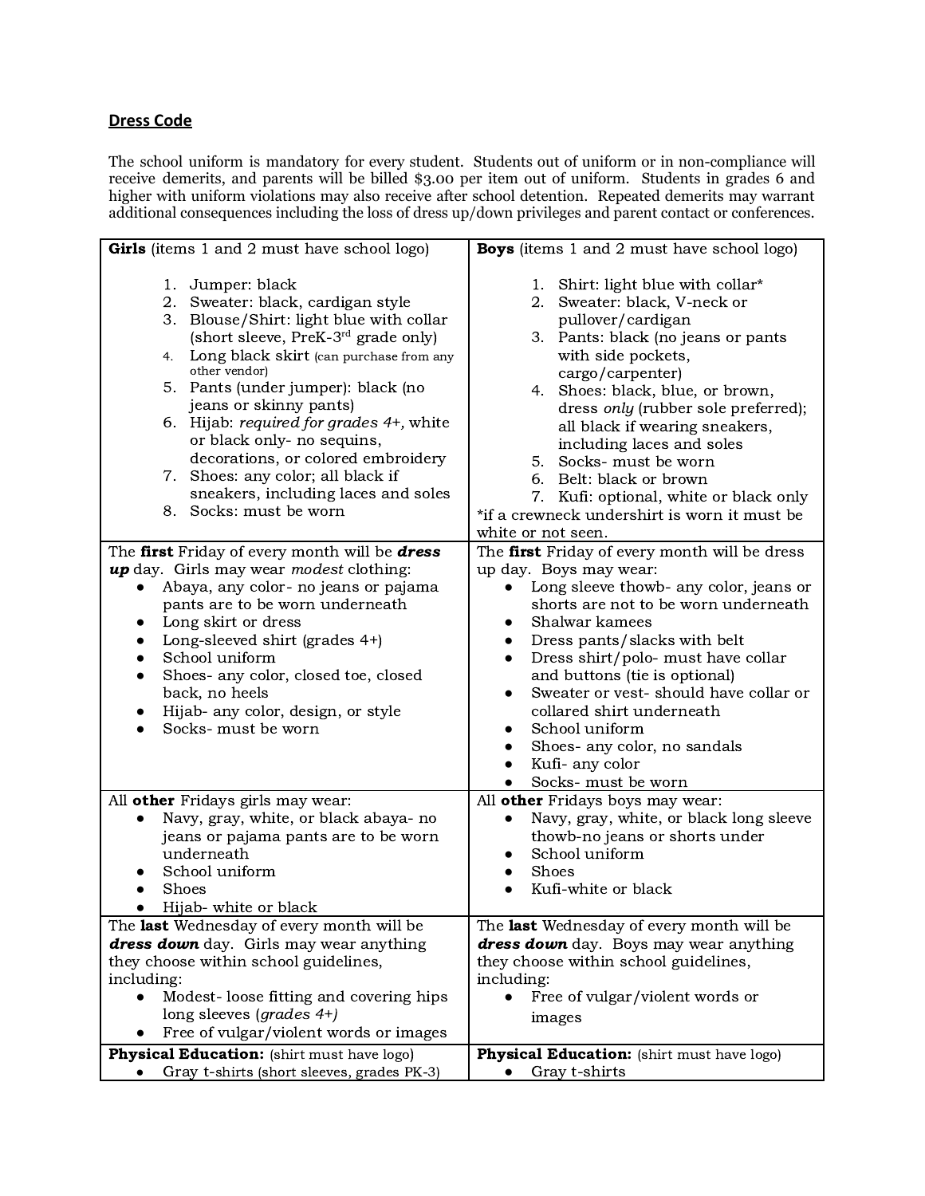## Dress Code

The school uniform is mandatory for every student. Students out of uniform or in non-compliance will receive demerits, and parents will be billed $3.00 per item out of uniform. Students in grades 6 and higher with uniform violations may also receive after school detention. Repeated demerits may warrant additional consequences including the loss of dress up/down privileges and parent contact or conferences.

| **Girls** (items 1 and 2 must have school logo) | **Boys** (items 1 and 2 must have school logo) |
|---|---|
| 1. Jumper: black<br>2. Sweater: black, cardigan style<br>3. Blouse/Shirt: light blue with collar (short sleeve, PreK-3rd grade only)<br>4. Long black skirt (can purchase from any other vendor)<br>5. Pants (under jumper): black (no jeans or skinny pants)<br>6. Hijab: *required for grades 4+,* white or black only- no sequins, decorations, or colored embroidery<br>7. Shoes: any color; all black if sneakers, including laces and soles<br>8. Socks: must be worn | 1. Shirt: light blue with collar*<br>2. Sweater: black, V-neck or pullover/cardigan<br>3. Pants: black (no jeans or pants with side pockets, cargo/carpenter)<br>4. Shoes: black, blue, or brown, dress *only* (rubber sole preferred); all black if wearing sneakers, including laces and soles<br>5. Socks- must be worn<br>6. Belt: black or brown<br>7. Kufi: optional, white or black only<br>*if a crewneck undershirt is worn it must be white or not seen. |
| The **first** Friday of every month will be ***dress up*** day. Girls may wear *modest* clothing:<br>● Abaya, any color- no jeans or pajama pants are to be worn underneath<br>● Long skirt or dress<br>● Long-sleeved shirt (grades 4+)<br>● School uniform<br>● Shoes- any color, closed toe, closed back, no heels<br>● Hijab- any color, design, or style<br>● Socks- must be worn | The **first** Friday of every month will be dress up day. Boys may wear:<br>● Long sleeve thowb- any color, jeans or shorts are not to be worn underneath<br>● Shalwar kamees<br>● Dress pants/slacks with belt<br>● Dress shirt/polo- must have collar and buttons (tie is optional)<br>● Sweater or vest- should have collar or collared shirt underneath<br>● School uniform<br>● Shoes- any color, no sandals<br>● Kufi- any color<br>● Socks- must be worn |
| All **other** Fridays girls may wear:<br>● Navy, gray, white, or black abaya- no jeans or pajama pants are to be worn underneath<br>● School uniform<br>● Shoes<br>● Hijab- white or black | All **other** Fridays boys may wear:<br>● Navy, gray, white, or black long sleeve thowb-no jeans or shorts under<br>● School uniform<br>● Shoes<br>● Kufi-white or black |
| The **last** Wednesday of every month will be ***dress down*** day. Girls may wear anything they choose within school guidelines, including:<br>● Modest- loose fitting and covering hips long sleeves (*grades 4+)*<br>● Free of vulgar/violent words or images | The **last** Wednesday of every month will be ***dress down*** day. Boys may wear anything they choose within school guidelines, including:<br>● Free of vulgar/violent words or images |
| **Physical Education:** (shirt must have logo)<br>● Gray t-shirts (short sleeves, grades PK-3) | **Physical Education:** (shirt must have logo)<br>● Gray t-shirts |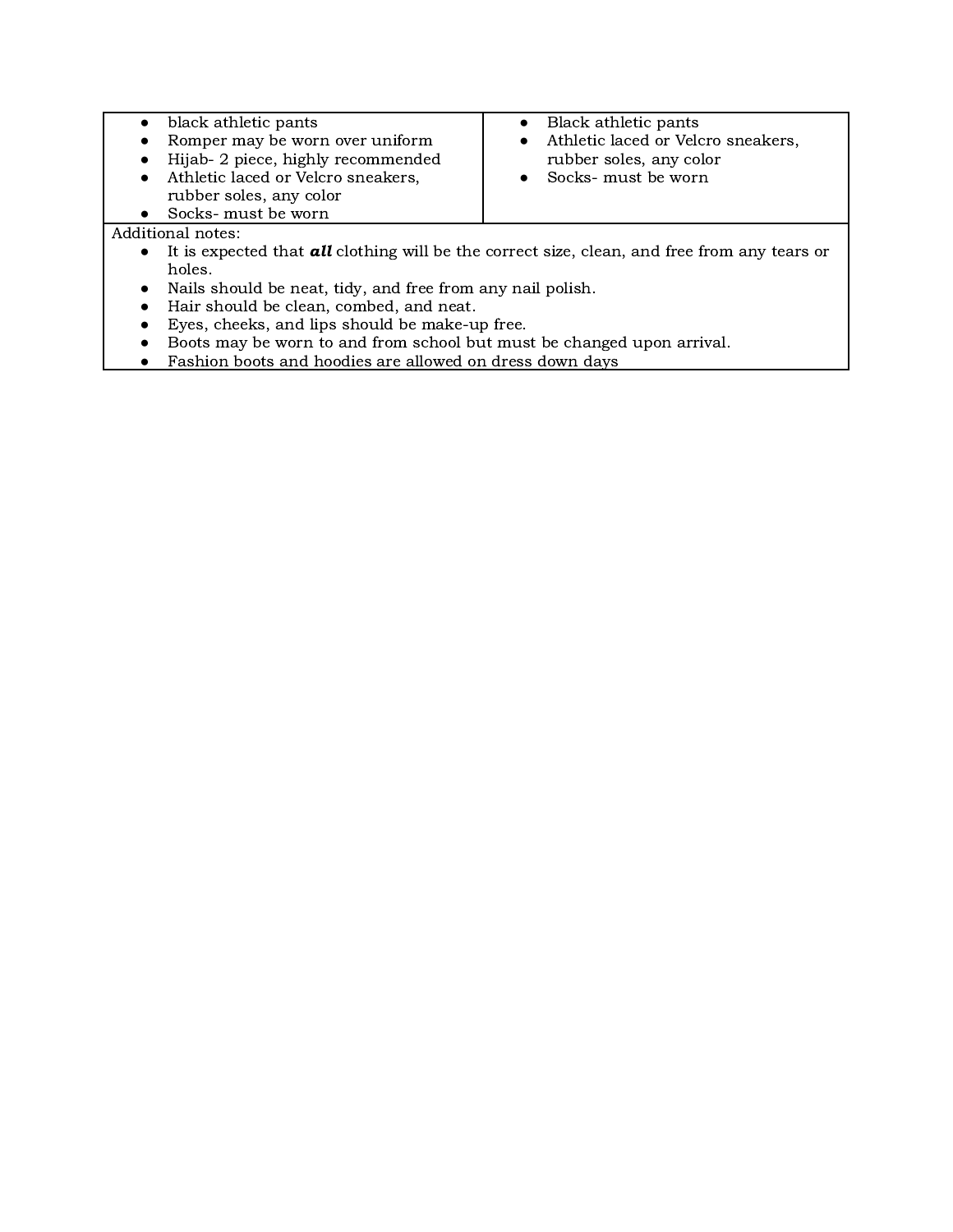| | |
|---|---|
| <ul><li>black athletic pants</li><li>Romper may be worn over uniform</li><li>Hijab- 2 piece, highly recommended</li><li>Athletic laced or Velcro sneakers, rubber soles, any color</li><li>Socks- must be worn</li></ul> | <ul><li>Black athletic pants</li><li>Athletic laced or Velcro sneakers, rubber soles, any color</li><li>Socks- must be worn</li></ul> |
| Additional notes:<ul><li>It is expected that ***all*** clothing will be the correct size, clean, and free from any tears or holes.</li><li>Nails should be neat, tidy, and free from any nail polish.</li><li>Hair should be clean, combed, and neat.</li><li>Eyes, cheeks, and lips should be make-up free.</li><li>Boots may be worn to and from school but must be changed upon arrival.</li><li>Fashion boots and hoodies are allowed on dress down days</li></ul> | |